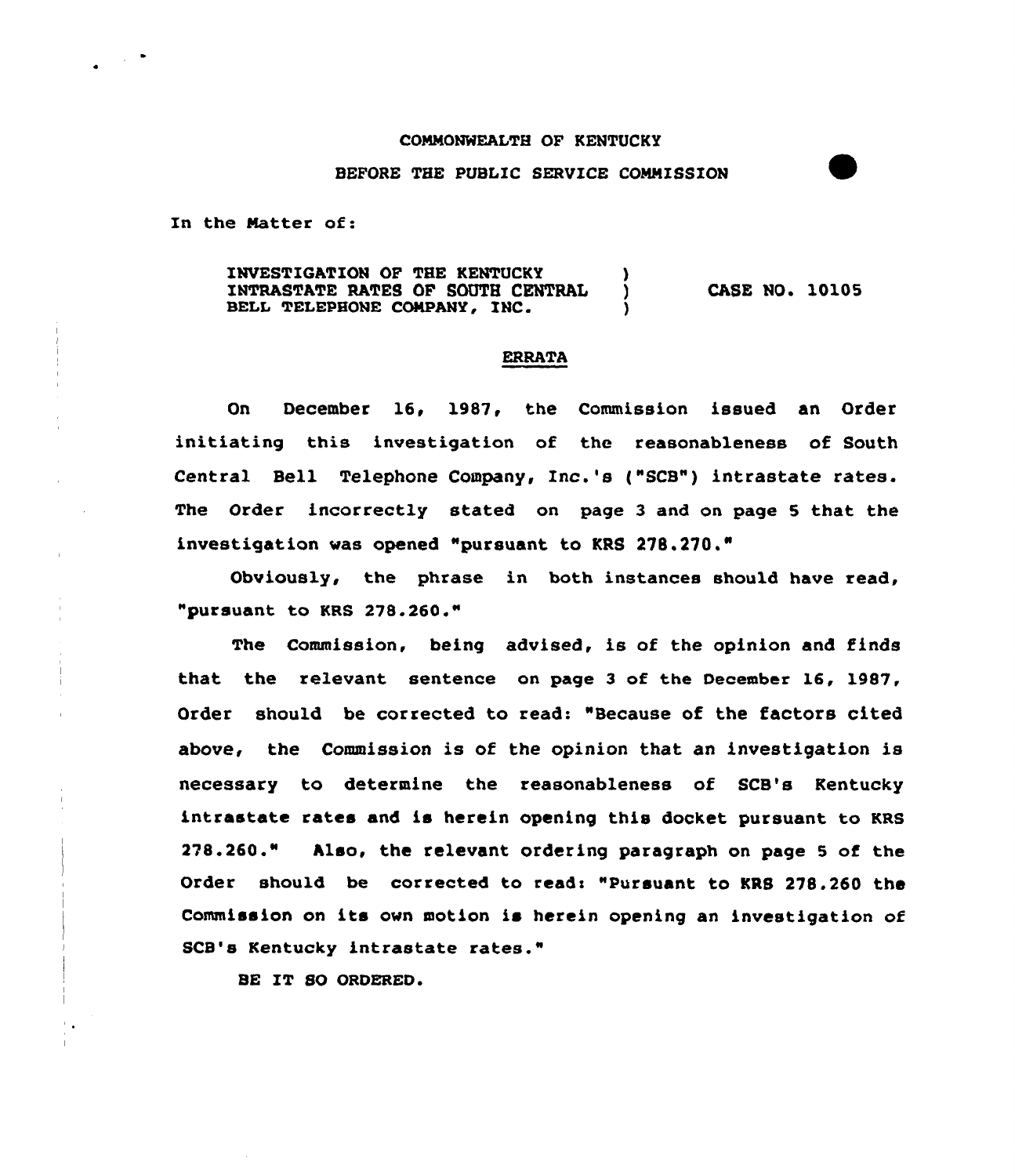COMMONWEALTH OF KENTUCKY

BEFORE THE PUBLIC SERVICE COMMISSION

In the Matter of:

INVESTIGATION OF THE KENTUCKY INTRASTATE RATES OF SOUTH CENTRAL BELL TELEPHONE COMPANY, INC. ) CASE NO. 10105

## ERRATA

On December 16, 1987, the Commission issued an Order initiating this investigation of the reasonableness of South Central Bell Telephone Company, Inc.'s ("SCB") intrastate rates. The Order incorrectly stated on page 3 and on page 5 that the investigation was opened "pursuant to KRS 278.270."

Obviously, the phrase in both instances should have read, "pursuant to KRS 278.260."

The Commission, being advised, is of the opinion and finds that the relevant sentence on page 3 of the December 16, 1987, Order should be corrected to read: "Because of the factors cited above, the Commission is of the opinion that an investigation is necessary to determine the reasonableness of SCB's Kentucky intrastate rates and is herein opening this docket pursuant to KRS 278.260." Also, the relevant ordering paragraph on page 5 of the Order should be corrected to read: "Pursuant to KRS 278.260 the Commission on its own motion is herein opening an investigation of SCB's Kentucky intrastate rates."

BE IT SO ORDERED.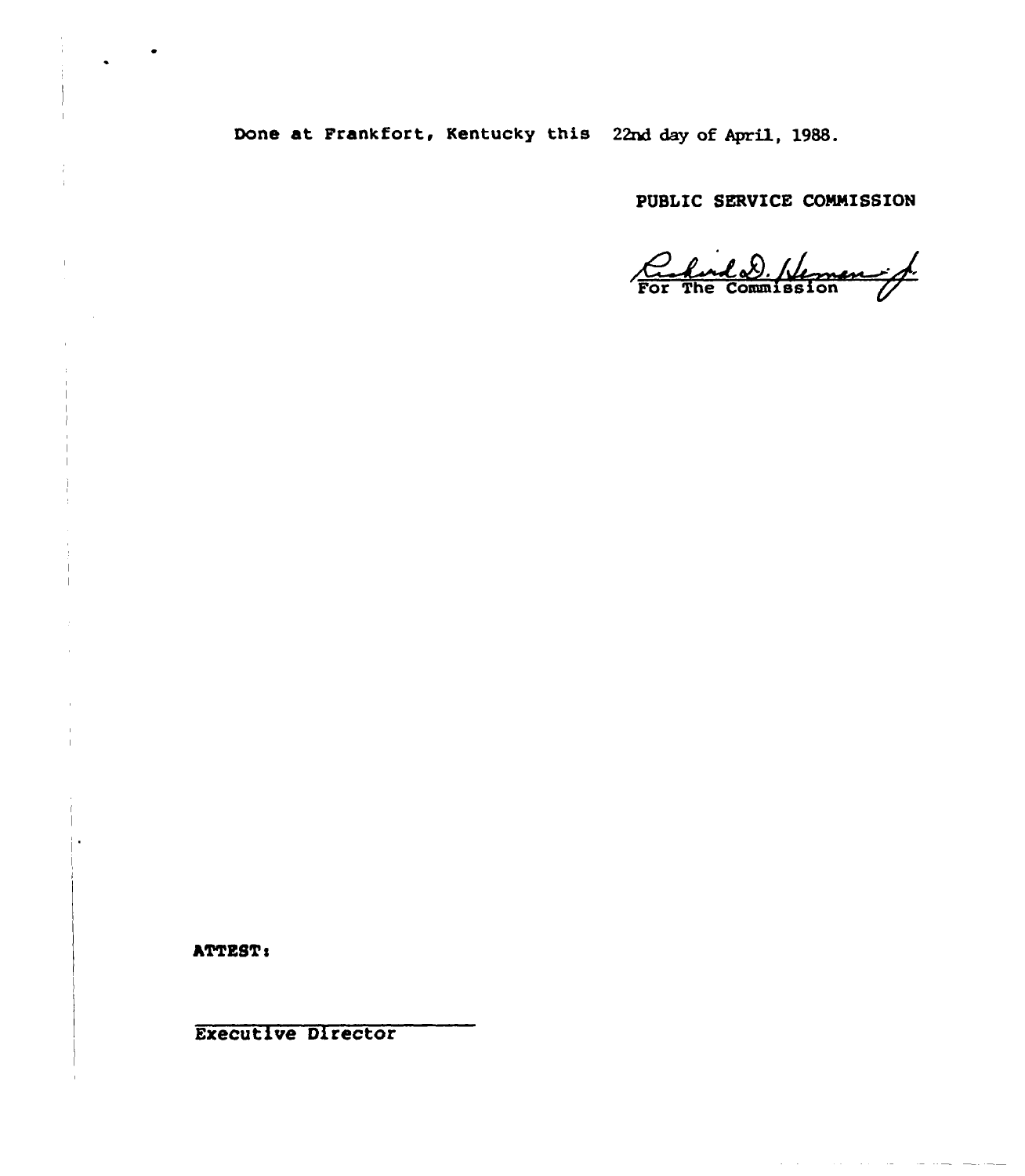Done at Frankfort, Kentucky this 22nd day of April, 1988.

PUBLIC SERVICE COMMISSION

For The Commission

ATTEST:

Executive Director